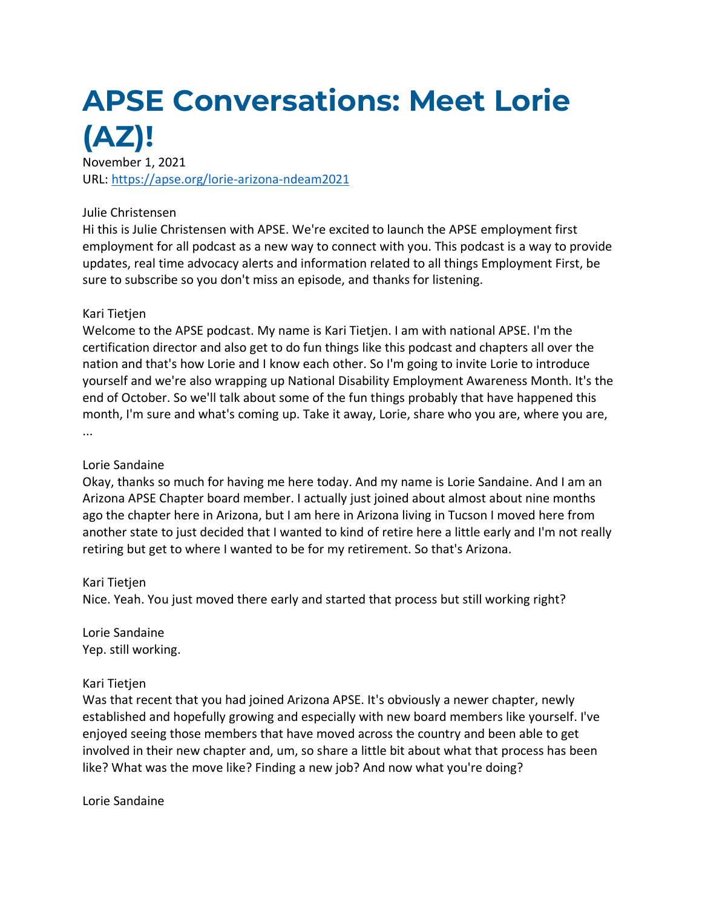# APSE Conversations: Meet Lorie (AZ)!

November 1, 2021
URL: [https://apse.org/lorie-arizona-ndeam2021](https://apse.org/lorie-arizona-ndeam2021)

Julie Christensen
Hi this is Julie Christensen with APSE. We're excited to launch the APSE employment first employment for all podcast as a new way to connect with you. This podcast is a way to provide updates, real time advocacy alerts and information related to all things Employment First, be sure to subscribe so you don't miss an episode, and thanks for listening.

Kari Tietjen
Welcome to the APSE podcast. My name is Kari Tietjen. I am with national APSE. I'm the certification director and also get to do fun things like this podcast and chapters all over the nation and that's how Lorie and I know each other. So I'm going to invite Lorie to introduce yourself and we're also wrapping up National Disability Employment Awareness Month. It's the end of October. So we'll talk about some of the fun things probably that have happened this month, I'm sure and what's coming up. Take it away, Lorie, share who you are, where you are, ...

Lorie Sandaine
Okay, thanks so much for having me here today. And my name is Lorie Sandaine. And I am an Arizona APSE Chapter board member. I actually just joined about almost about nine months ago the chapter here in Arizona, but I am here in Arizona living in Tucson I moved here from another state to just decided that I wanted to kind of retire here a little early and I'm not really retiring but get to where I wanted to be for my retirement. So that's Arizona.

Kari Tietjen
Nice. Yeah. You just moved there early and started that process but still working right?

Lorie Sandaine
Yep. still working.

Kari Tietjen
Was that recent that you had joined Arizona APSE. It's obviously a newer chapter, newly established and hopefully growing and especially with new board members like yourself. I've enjoyed seeing those members that have moved across the country and been able to get involved in their new chapter and, um, so share a little bit about what that process has been like? What was the move like? Finding a new job? And now what you're doing?

Lorie Sandaine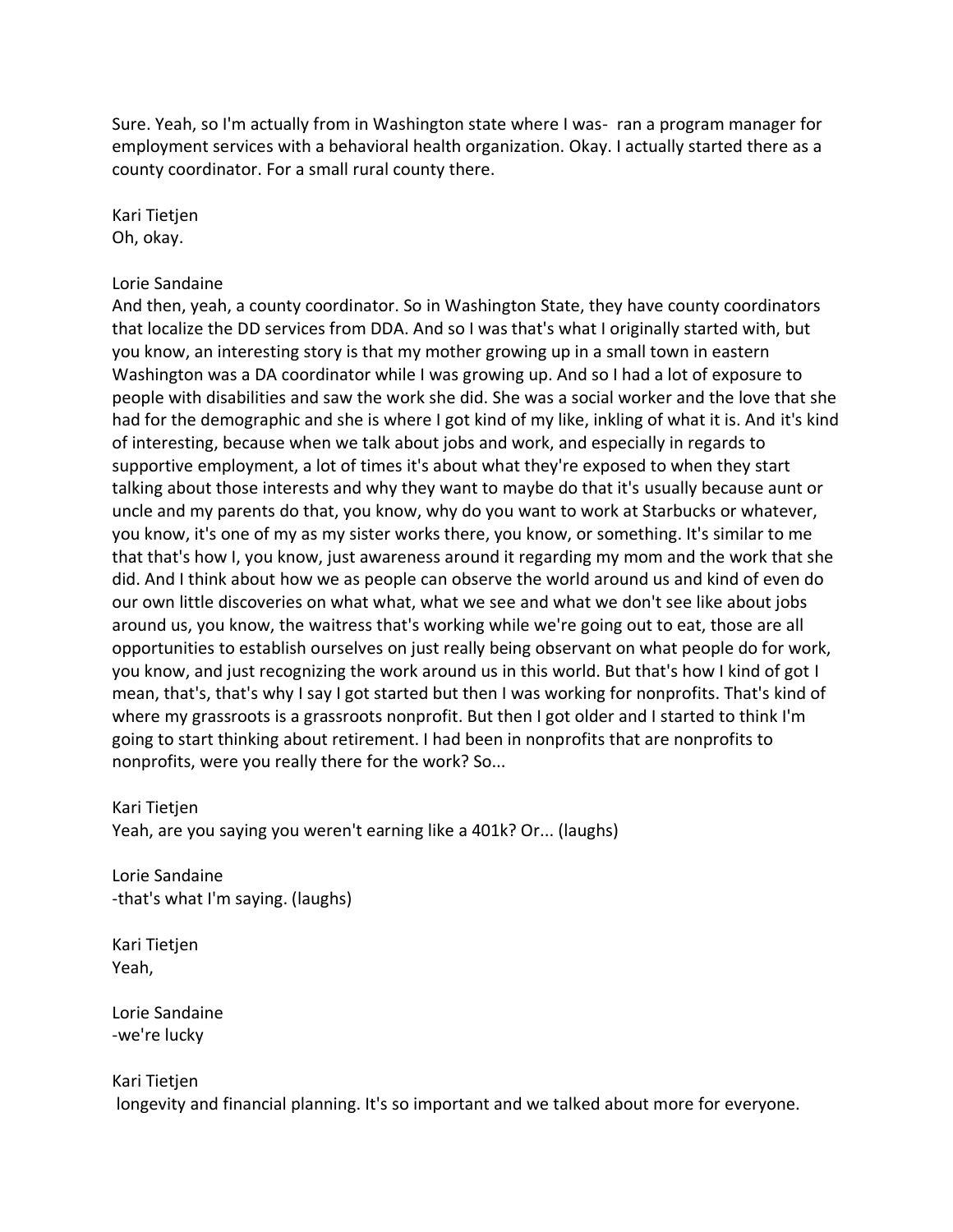Sure. Yeah, so I'm actually from in Washington state where I was- ran a program manager for employment services with a behavioral health organization. Okay. I actually started there as a county coordinator. For a small rural county there.

Kari Tietjen
Oh, okay.

Lorie Sandaine
And then, yeah, a county coordinator. So in Washington State, they have county coordinators that localize the DD services from DDA. And so I was that's what I originally started with, but you know, an interesting story is that my mother growing up in a small town in eastern Washington was a DA coordinator while I was growing up. And so I had a lot of exposure to people with disabilities and saw the work she did. She was a social worker and the love that she had for the demographic and she is where I got kind of my like, inkling of what it is. And it's kind of interesting, because when we talk about jobs and work, and especially in regards to supportive employment, a lot of times it's about what they're exposed to when they start talking about those interests and why they want to maybe do that it's usually because aunt or uncle and my parents do that, you know, why do you want to work at Starbucks or whatever, you know, it's one of my as my sister works there, you know, or something. It's similar to me that that's how I, you know, just awareness around it regarding my mom and the work that she did. And I think about how we as people can observe the world around us and kind of even do our own little discoveries on what what, what we see and what we don't see like about jobs around us, you know, the waitress that's working while we're going out to eat, those are all opportunities to establish ourselves on just really being observant on what people do for work, you know, and just recognizing the work around us in this world. But that's how I kind of got I mean, that's, that's why I say I got started but then I was working for nonprofits. That's kind of where my grassroots is a grassroots nonprofit. But then I got older and I started to think I'm going to start thinking about retirement. I had been in nonprofits that are nonprofits to nonprofits, were you really there for the work? So...

Kari Tietjen
Yeah, are you saying you weren't earning like a 401k? Or... (laughs)

Lorie Sandaine
-that's what I'm saying. (laughs)

Kari Tietjen
Yeah,

Lorie Sandaine
-we're lucky

Kari Tietjen
longevity and financial planning. It's so important and we talked about more for everyone.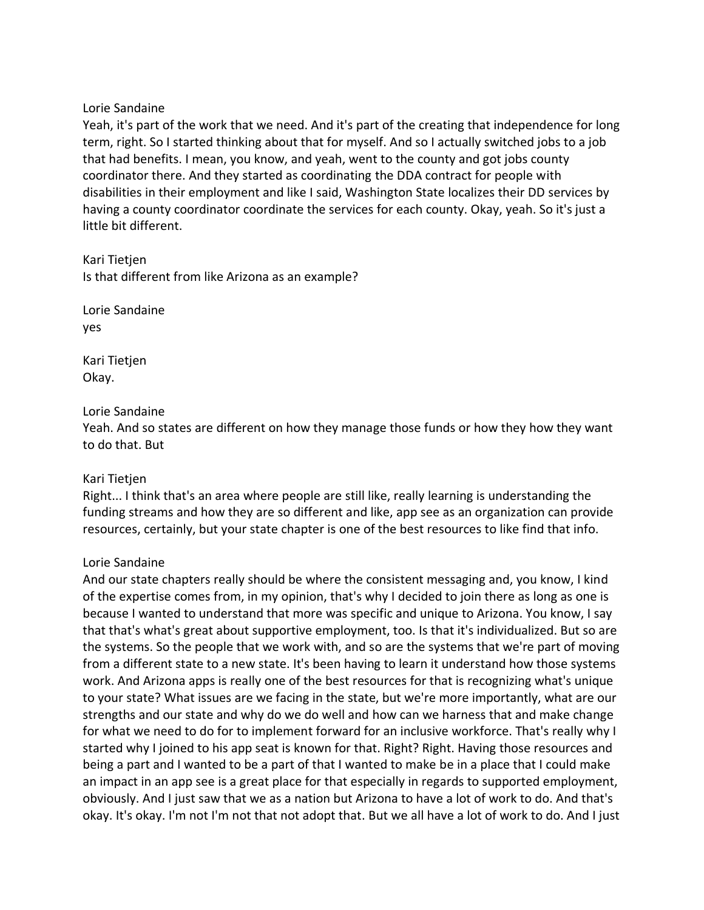Lorie Sandaine
Yeah, it's part of the work that we need. And it's part of the creating that independence for long term, right. So I started thinking about that for myself. And so I actually switched jobs to a job that had benefits. I mean, you know, and yeah, went to the county and got jobs county coordinator there. And they started as coordinating the DDA contract for people with disabilities in their employment and like I said, Washington State localizes their DD services by having a county coordinator coordinate the services for each county. Okay, yeah. So it's just a little bit different.

Kari Tietjen
Is that different from like Arizona as an example?

Lorie Sandaine
yes

Kari Tietjen
Okay.

Lorie Sandaine
Yeah. And so states are different on how they manage those funds or how they how they want to do that. But

Kari Tietjen
Right... I think that's an area where people are still like, really learning is understanding the funding streams and how they are so different and like, app see as an organization can provide resources, certainly, but your state chapter is one of the best resources to like find that info.

Lorie Sandaine
And our state chapters really should be where the consistent messaging and, you know, I kind of the expertise comes from, in my opinion, that's why I decided to join there as long as one is because I wanted to understand that more was specific and unique to Arizona. You know, I say that that's what's great about supportive employment, too. Is that it's individualized. But so are the systems. So the people that we work with, and so are the systems that we're part of moving from a different state to a new state. It's been having to learn it understand how those systems work. And Arizona apps is really one of the best resources for that is recognizing what's unique to your state? What issues are we facing in the state, but we're more importantly, what are our strengths and our state and why do we do well and how can we harness that and make change for what we need to do for to implement forward for an inclusive workforce. That's really why I started why I joined to his app seat is known for that. Right? Right. Having those resources and being a part and I wanted to be a part of that I wanted to make be in a place that I could make an impact in an app see is a great place for that especially in regards to supported employment, obviously. And I just saw that we as a nation but Arizona to have a lot of work to do. And that's okay. It's okay. I'm not I'm not that not adopt that. But we all have a lot of work to do. And I just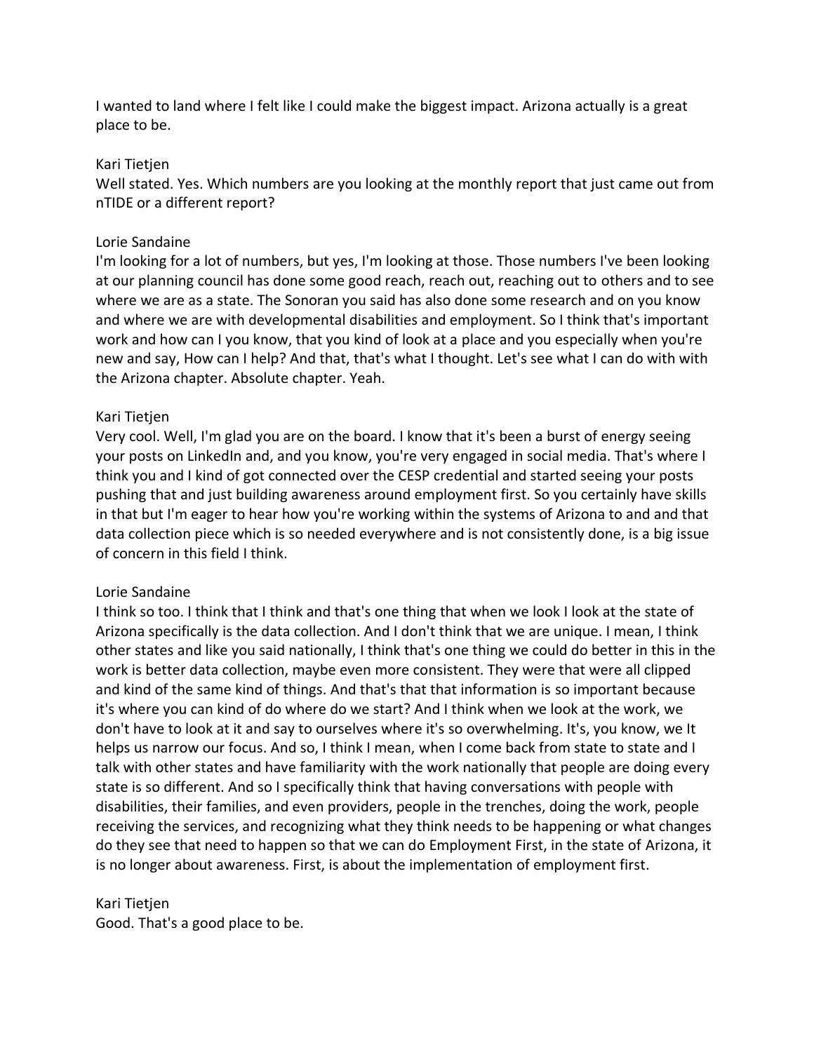I wanted to land where I felt like I could make the biggest impact. Arizona actually is a great place to be.

Kari Tietjen
Well stated. Yes. Which numbers are you looking at the monthly report that just came out from nTIDE or a different report?

Lorie Sandaine
I'm looking for a lot of numbers, but yes, I'm looking at those. Those numbers I've been looking at our planning council has done some good reach, reach out, reaching out to others and to see where we are as a state. The Sonoran you said has also done some research and on you know and where we are with developmental disabilities and employment. So I think that's important work and how can I you know, that you kind of look at a place and you especially when you're new and say, How can I help? And that, that's what I thought. Let's see what I can do with with the Arizona chapter. Absolute chapter. Yeah.

Kari Tietjen
Very cool. Well, I'm glad you are on the board. I know that it's been a burst of energy seeing your posts on LinkedIn and, and you know, you're very engaged in social media. That's where I think you and I kind of got connected over the CESP credential and started seeing your posts pushing that and just building awareness around employment first. So you certainly have skills in that but I'm eager to hear how you're working within the systems of Arizona to and and that data collection piece which is so needed everywhere and is not consistently done, is a big issue of concern in this field I think.

Lorie Sandaine
I think so too. I think that I think and that's one thing that when we look I look at the state of Arizona specifically is the data collection. And I don't think that we are unique. I mean, I think other states and like you said nationally, I think that's one thing we could do better in this in the work is better data collection, maybe even more consistent. They were that were all clipped and kind of the same kind of things. And that's that that information is so important because it's where you can kind of do where do we start? And I think when we look at the work, we don't have to look at it and say to ourselves where it's so overwhelming. It's, you know, we It helps us narrow our focus. And so, I think I mean, when I come back from state to state and I talk with other states and have familiarity with the work nationally that people are doing every state is so different. And so I specifically think that having conversations with people with disabilities, their families, and even providers, people in the trenches, doing the work, people receiving the services, and recognizing what they think needs to be happening or what changes do they see that need to happen so that we can do Employment First, in the state of Arizona, it is no longer about awareness. First, is about the implementation of employment first.

Kari Tietjen
Good. That's a good place to be.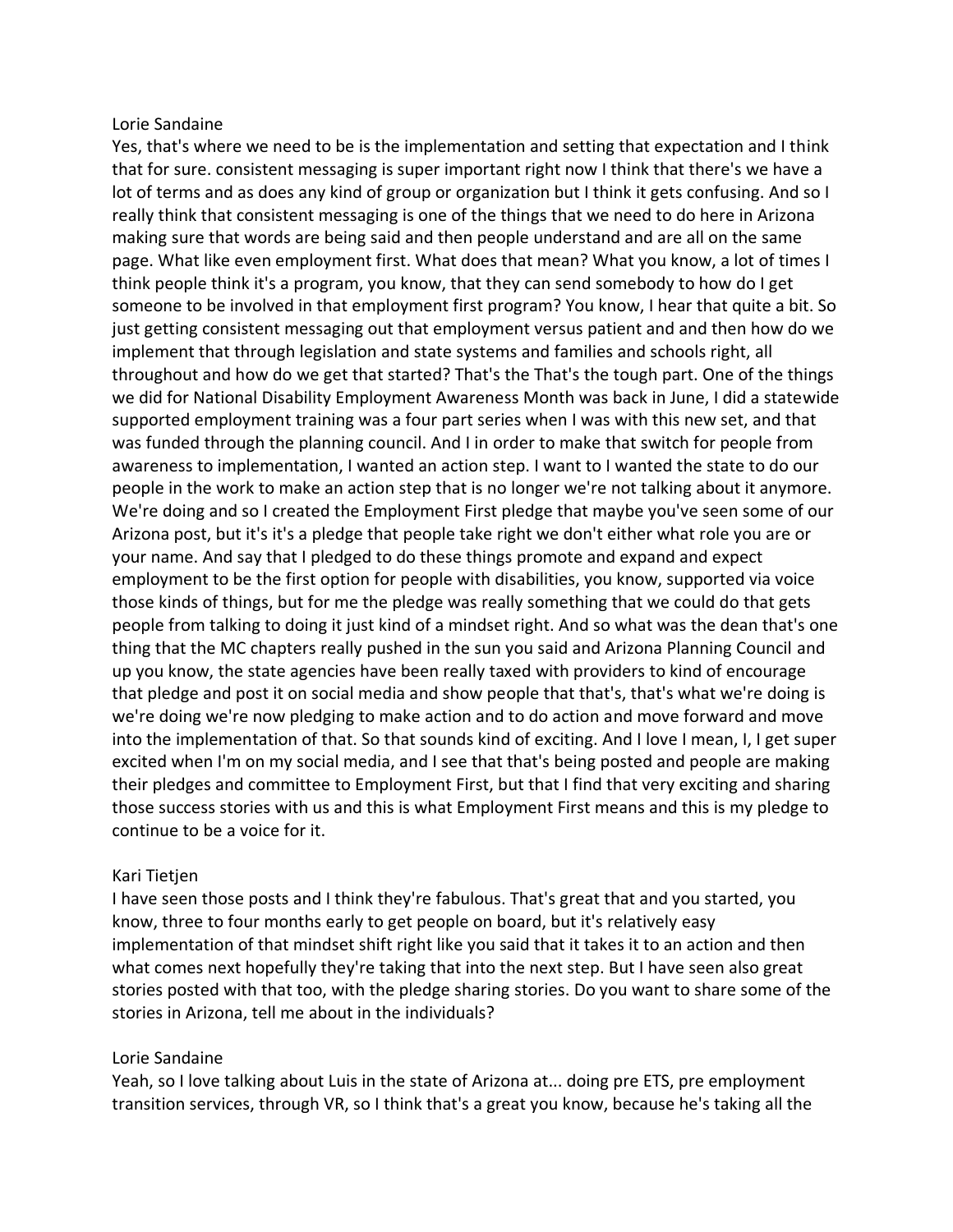Lorie Sandaine

Yes, that's where we need to be is the implementation and setting that expectation and I think that for sure. consistent messaging is super important right now I think that there's we have a lot of terms and as does any kind of group or organization but I think it gets confusing. And so I really think that consistent messaging is one of the things that we need to do here in Arizona making sure that words are being said and then people understand and are all on the same page. What like even employment first. What does that mean? What you know, a lot of times I think people think it's a program, you know, that they can send somebody to how do I get someone to be involved in that employment first program? You know, I hear that quite a bit. So just getting consistent messaging out that employment versus patient and and then how do we implement that through legislation and state systems and families and schools right, all throughout and how do we get that started? That's the That's the tough part. One of the things we did for National Disability Employment Awareness Month was back in June, I did a statewide supported employment training was a four part series when I was with this new set, and that was funded through the planning council. And I in order to make that switch for people from awareness to implementation, I wanted an action step. I want to I wanted the state to do our people in the work to make an action step that is no longer we're not talking about it anymore. We're doing and so I created the Employment First pledge that maybe you've seen some of our Arizona post, but it's it's a pledge that people take right we don't either what role you are or your name. And say that I pledged to do these things promote and expand and expect employment to be the first option for people with disabilities, you know, supported via voice those kinds of things, but for me the pledge was really something that we could do that gets people from talking to doing it just kind of a mindset right. And so what was the dean that's one thing that the MC chapters really pushed in the sun you said and Arizona Planning Council and up you know, the state agencies have been really taxed with providers to kind of encourage that pledge and post it on social media and show people that that's, that's what we're doing is we're doing we're now pledging to make action and to do action and move forward and move into the implementation of that. So that sounds kind of exciting. And I love I mean, I, I get super excited when I'm on my social media, and I see that that's being posted and people are making their pledges and committee to Employment First, but that I find that very exciting and sharing those success stories with us and this is what Employment First means and this is my pledge to continue to be a voice for it.

Kari Tietjen

I have seen those posts and I think they're fabulous. That's great that and you started, you know, three to four months early to get people on board, but it's relatively easy implementation of that mindset shift right like you said that it takes it to an action and then what comes next hopefully they're taking that into the next step. But I have seen also great stories posted with that too, with the pledge sharing stories. Do you want to share some of the stories in Arizona, tell me about in the individuals?

Lorie Sandaine

Yeah, so I love talking about Luis in the state of Arizona at... doing pre ETS, pre employment transition services, through VR, so I think that's a great you know, because he's taking all the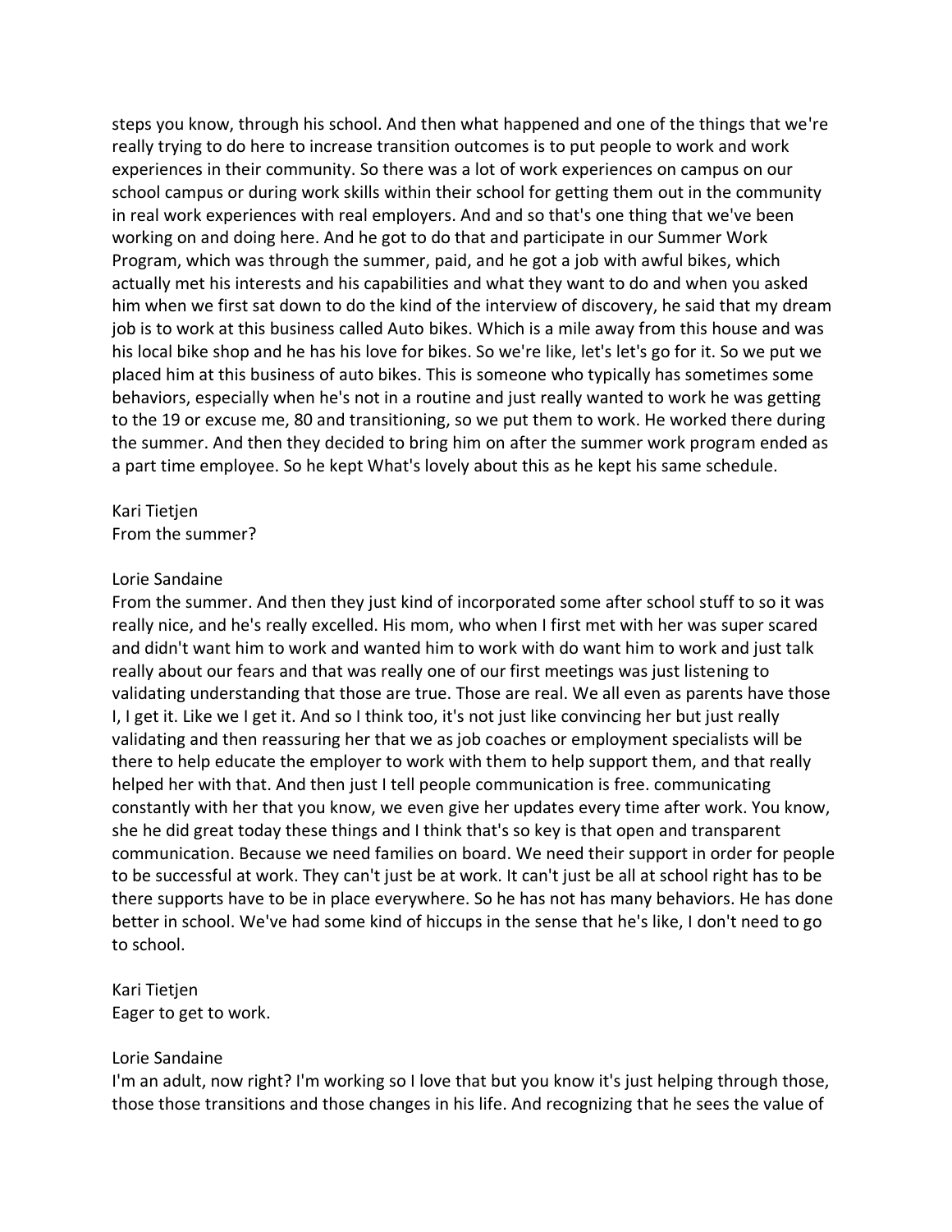steps you know, through his school. And then what happened and one of the things that we're really trying to do here to increase transition outcomes is to put people to work and work experiences in their community. So there was a lot of work experiences on campus on our school campus or during work skills within their school for getting them out in the community in real work experiences with real employers. And and so that's one thing that we've been working on and doing here. And he got to do that and participate in our Summer Work Program, which was through the summer, paid, and he got a job with awful bikes, which actually met his interests and his capabilities and what they want to do and when you asked him when we first sat down to do the kind of the interview of discovery, he said that my dream job is to work at this business called Auto bikes. Which is a mile away from this house and was his local bike shop and he has his love for bikes. So we're like, let's let's go for it. So we put we placed him at this business of auto bikes. This is someone who typically has sometimes some behaviors, especially when he's not in a routine and just really wanted to work he was getting to the 19 or excuse me, 80 and transitioning, so we put them to work. He worked there during the summer. And then they decided to bring him on after the summer work program ended as a part time employee. So he kept What's lovely about this as he kept his same schedule.

Kari Tietjen
From the summer?

Lorie Sandaine
From the summer. And then they just kind of incorporated some after school stuff to so it was really nice, and he's really excelled. His mom, who when I first met with her was super scared and didn't want him to work and wanted him to work with do want him to work and just talk really about our fears and that was really one of our first meetings was just listening to validating understanding that those are true. Those are real. We all even as parents have those I, I get it. Like we I get it. And so I think too, it's not just like convincing her but just really validating and then reassuring her that we as job coaches or employment specialists will be there to help educate the employer to work with them to help support them, and that really helped her with that. And then just I tell people communication is free. communicating constantly with her that you know, we even give her updates every time after work. You know, she he did great today these things and I think that's so key is that open and transparent communication. Because we need families on board. We need their support in order for people to be successful at work. They can't just be at work. It can't just be all at school right has to be there supports have to be in place everywhere. So he has not has many behaviors. He has done better in school. We've had some kind of hiccups in the sense that he's like, I don't need to go to school.

Kari Tietjen
Eager to get to work.

Lorie Sandaine
I'm an adult, now right? I'm working so I love that but you know it's just helping through those, those those transitions and those changes in his life. And recognizing that he sees the value of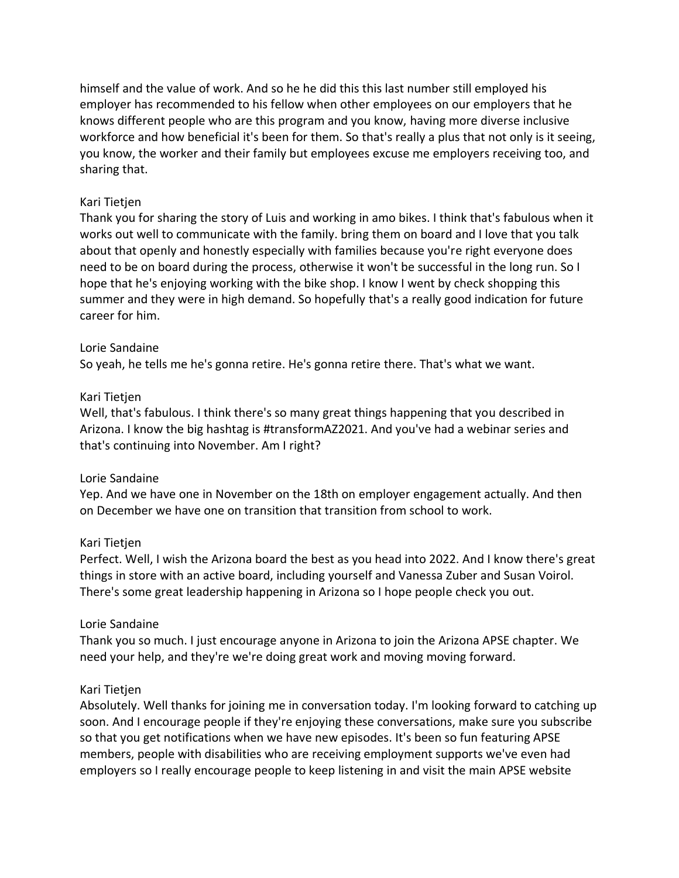himself and the value of work. And so he he did this this last number still employed his employer has recommended to his fellow when other employees on our employers that he knows different people who are this program and you know, having more diverse inclusive workforce and how beneficial it's been for them. So that's really a plus that not only is it seeing, you know, the worker and their family but employees excuse me employers receiving too, and sharing that.

Kari Tietjen
Thank you for sharing the story of Luis and working in amo bikes. I think that's fabulous when it works out well to communicate with the family. bring them on board and I love that you talk about that openly and honestly especially with families because you're right everyone does need to be on board during the process, otherwise it won't be successful in the long run. So I hope that he's enjoying working with the bike shop. I know I went by check shopping this summer and they were in high demand. So hopefully that's a really good indication for future career for him.

Lorie Sandaine
So yeah, he tells me he's gonna retire. He's gonna retire there. That's what we want.

Kari Tietjen
Well, that's fabulous. I think there's so many great things happening that you described in Arizona. I know the big hashtag is #transformAZ2021. And you've had a webinar series and that's continuing into November. Am I right?

Lorie Sandaine
Yep. And we have one in November on the 18th on employer engagement actually. And then on December we have one on transition that transition from school to work.

Kari Tietjen
Perfect. Well, I wish the Arizona board the best as you head into 2022. And I know there's great things in store with an active board, including yourself and Vanessa Zuber and Susan Voirol. There's some great leadership happening in Arizona so I hope people check you out.

Lorie Sandaine
Thank you so much. I just encourage anyone in Arizona to join the Arizona APSE chapter. We need your help, and they're we're doing great work and moving moving forward.

Kari Tietjen
Absolutely. Well thanks for joining me in conversation today. I'm looking forward to catching up soon. And I encourage people if they're enjoying these conversations, make sure you subscribe so that you get notifications when we have new episodes. It's been so fun featuring APSE members, people with disabilities who are receiving employment supports we've even had employers so I really encourage people to keep listening in and visit the main APSE website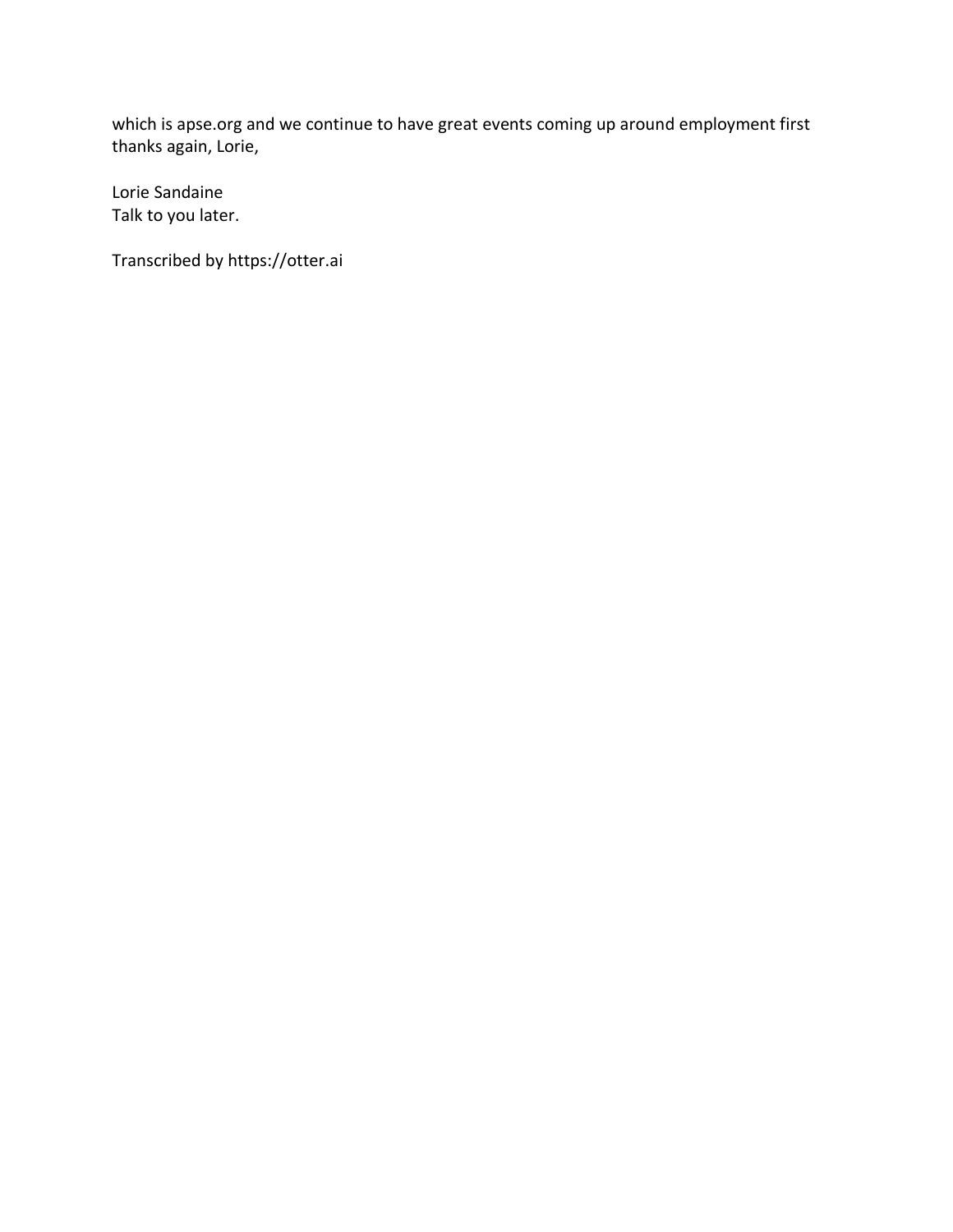which is apse.org and we continue to have great events coming up around employment first thanks again, Lorie,

Lorie Sandaine
Talk to you later.

Transcribed by https://otter.ai